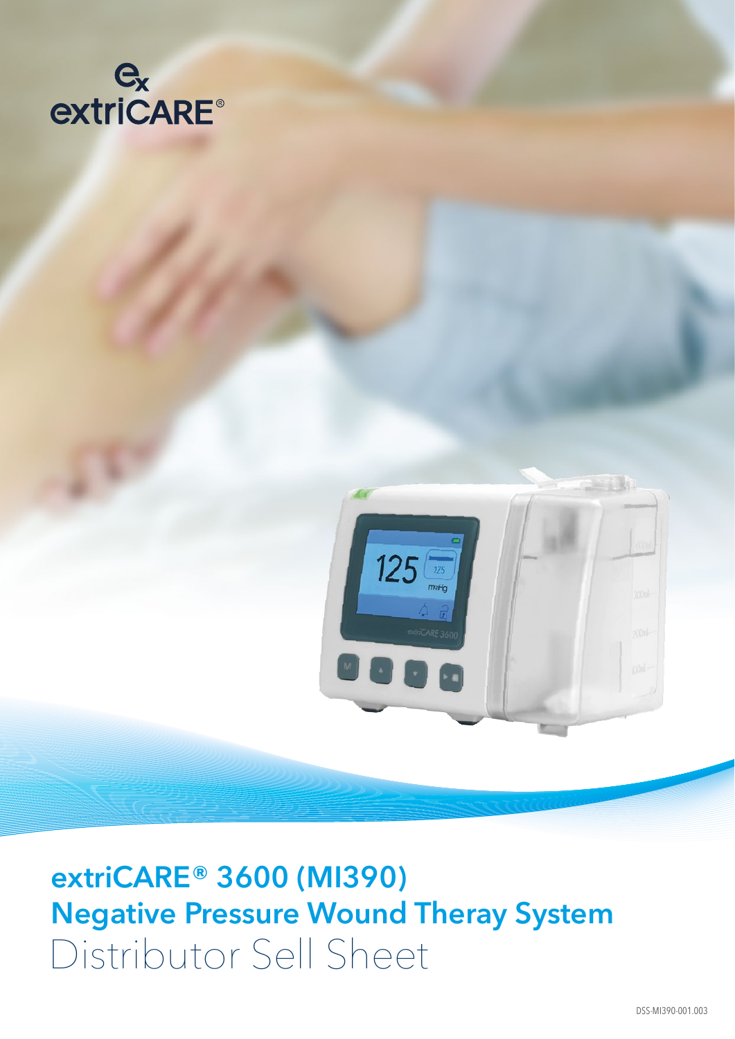extriCARE®

# extriCARE® 3600 (MI390)
# Negative Pressure Wound Theray System
## Distributor Sell Sheet

DSS-MI390-001.003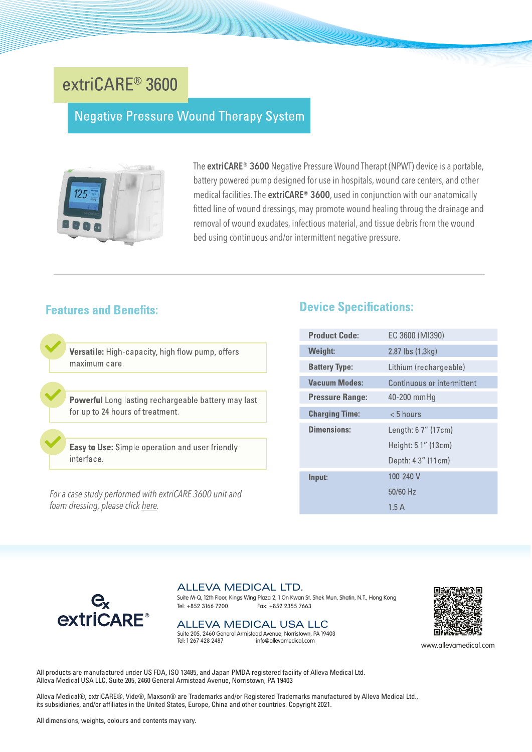# extriCARE® 3600

## Negative Pressure Wound Therapy System

The **extriCARE® 3600** Negative Pressure Wound Therapt (NPWT) device is a portable, battery powered pump designed for use in hospitals, wound care centers, and other medical facilities. The **extriCARE® 3600**, used in conjunction with our anatomically fitted line of wound dressings, may promote wound healing throug the drainage and removal of wound exudates, infectious material, and tissue debris from the wound bed using continuous and/or intermittent negative pressure.

## Features and Benefits:

- **Versatile:** High-capacity, high flow pump, offers maximum care.
- **Powerful** Long lasting rechargeable battery may last for up to 24 hours of treatment.
- **Easy to Use:** Simple operation and user friendly interface.

*For a case study performed with extriCARE 3600 unit and foam dressing, please click here.*

## Device Specifications:

| | |
|---|---|
| **Product Code:** | EC 3600 (MI390) |
| **Weight:** | 2.87 lbs (1.3kg) |
| **Battery Type:** | Lithium (rechargeable) |
| **Vacuum Modes:** | Continuous or intermittent |
| **Pressure Range:** | 40-200 mmHg |
| **Charging Time:** | < 5 hours |
| **Dimensions:** | Length: 6.7" (17cm)<br>Height: 5.1" (13cm)<br>Depth: 4.3" (11cm) |
| **Input:** | 100-240 V<br>50/60 Hz<br>1.5 A |

extriCARE®

**ALLEVA MEDICAL LTD.**
Suite M-Q, 12th Floor, Kings Wing Plaza 2, 1 On Kwan St. Shek Mun, Shatin, N.T., Hong Kong
Tel: +852 3166 7200 Fax: +852 2355 7663

**ALLEVA MEDICAL USA LLC**
Suite 205, 2460 General Armistead Avenue, Norristown, PA 19403
Tel: 1 267 428 2487 info@allevamedical.com

www.allevamedical.com

All products are manufactured under US FDA, ISO 13485, and Japan PMDA registered facility of Alleva Medical Ltd.
Alleva Medical USA LLC, Suite 205, 2460 General Armistead Avenue, Norristown, PA 19403

Alleva Medical®, extriCARE®, Vide®, Maxson® are Trademarks and/or Registered Trademarks manufactured by Alleva Medical Ltd., its subsidiaries, and/or affiliates in the United States, Europe, China and other countries. Copyright 2021.

All dimensions, weights, colours and contents may vary.